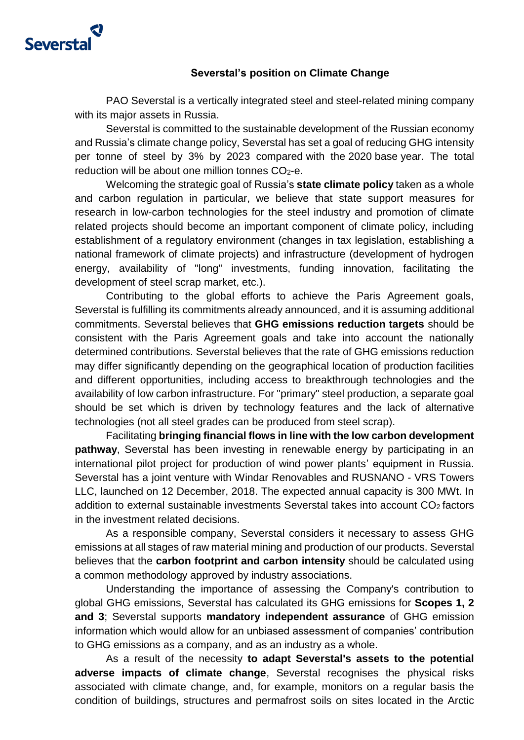## Severstal's position on Climate Change

PAO Severstal is a vertically integrated steel and steel-related mining company with its major assets in Russia.

Severstal is committed to the sustainable development of the Russian economy and Russia's climate change policy, Severstal has set a goal of reducing GHG intensity per tonne of steel by 3% by 2023 compared with the 2020 base year. The total reduction will be about one million tonnes $CO_2$-e.

Welcoming the strategic goal of Russia's **state climate policy** taken as a whole and carbon regulation in particular, we believe that state support measures for research in low-carbon technologies for the steel industry and promotion of climate related projects should become an important component of climate policy, including establishment of a regulatory environment (changes in tax legislation, establishing a national framework of climate projects) and infrastructure (development of hydrogen energy, availability of "long" investments, funding innovation, facilitating the development of steel scrap market, etc.).

Contributing to the global efforts to achieve the Paris Agreement goals, Severstal is fulfilling its commitments already announced, and it is assuming additional commitments. Severstal believes that **GHG emissions reduction targets** should be consistent with the Paris Agreement goals and take into account the nationally determined contributions. Severstal believes that the rate of GHG emissions reduction may differ significantly depending on the geographical location of production facilities and different opportunities, including access to breakthrough technologies and the availability of low carbon infrastructure. For "primary" steel production, a separate goal should be set which is driven by technology features and the lack of alternative technologies (not all steel grades can be produced from steel scrap).

Facilitating **bringing financial flows in line with the low carbon development pathway**, Severstal has been investing in renewable energy by participating in an international pilot project for production of wind power plants' equipment in Russia. Severstal has a joint venture with Windar Renovables and RUSNANO - VRS Towers LLC, launched on 12 December, 2018. The expected annual capacity is 300 MWt. In addition to external sustainable investments Severstal takes into account $CO_2$ factors in the investment related decisions.

As a responsible company, Severstal considers it necessary to assess GHG emissions at all stages of raw material mining and production of our products. Severstal believes that the **carbon footprint and carbon intensity** should be calculated using a common methodology approved by industry associations.

Understanding the importance of assessing the Company's contribution to global GHG emissions, Severstal has calculated its GHG emissions for **Scopes 1, 2 and 3**; Severstal supports **mandatory independent assurance** of GHG emission information which would allow for an unbiased assessment of companies' contribution to GHG emissions as a company, and as an industry as a whole.

As a result of the necessity **to adapt Severstal's assets to the potential adverse impacts of climate change**, Severstal recognises the physical risks associated with climate change, and, for example, monitors on a regular basis the condition of buildings, structures and permafrost soils on sites located in the Arctic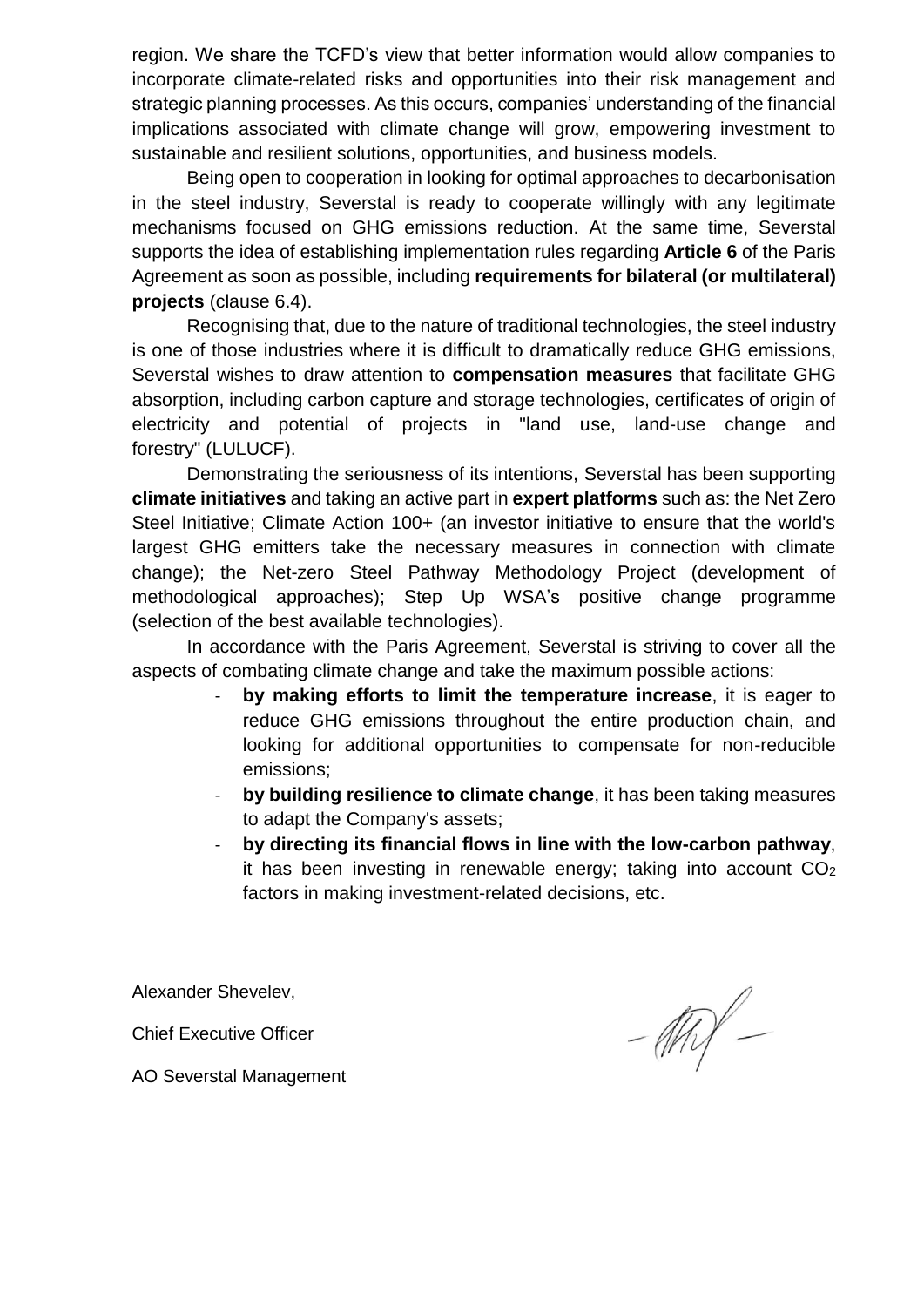region. We share the TCFD's view that better information would allow companies to incorporate climate-related risks and opportunities into their risk management and strategic planning processes. As this occurs, companies' understanding of the financial implications associated with climate change will grow, empowering investment to sustainable and resilient solutions, opportunities, and business models.

Being open to cooperation in looking for optimal approaches to decarbonisation in the steel industry, Severstal is ready to cooperate willingly with any legitimate mechanisms focused on GHG emissions reduction. At the same time, Severstal supports the idea of establishing implementation rules regarding **Article 6** of the Paris Agreement as soon as possible, including **requirements for bilateral (or multilateral) projects** (clause 6.4).

Recognising that, due to the nature of traditional technologies, the steel industry is one of those industries where it is difficult to dramatically reduce GHG emissions, Severstal wishes to draw attention to **compensation measures** that facilitate GHG absorption, including carbon capture and storage technologies, certificates of origin of electricity and potential of projects in "land use, land-use change and forestry" (LULUCF).

Demonstrating the seriousness of its intentions, Severstal has been supporting **climate initiatives** and taking an active part in **expert platforms** such as: the Net Zero Steel Initiative; Climate Action 100+ (an investor initiative to ensure that the world's largest GHG emitters take the necessary measures in connection with climate change); the Net-zero Steel Pathway Methodology Project (development of methodological approaches); Step Up WSA's positive change programme (selection of the best available technologies).

In accordance with the Paris Agreement, Severstal is striving to cover all the aspects of combating climate change and take the maximum possible actions:

- **by making efforts to limit the temperature increase**, it is eager to reduce GHG emissions throughout the entire production chain, and looking for additional opportunities to compensate for non-reducible emissions;
- **by building resilience to climate change**, it has been taking measures to adapt the Company's assets;
- **by directing its financial flows in line with the low-carbon pathway**, it has been investing in renewable energy; taking into account $CO_2$ factors in making investment-related decisions, etc.

Alexander Shevelev,

Chief Executive Officer

AO Severstal Management